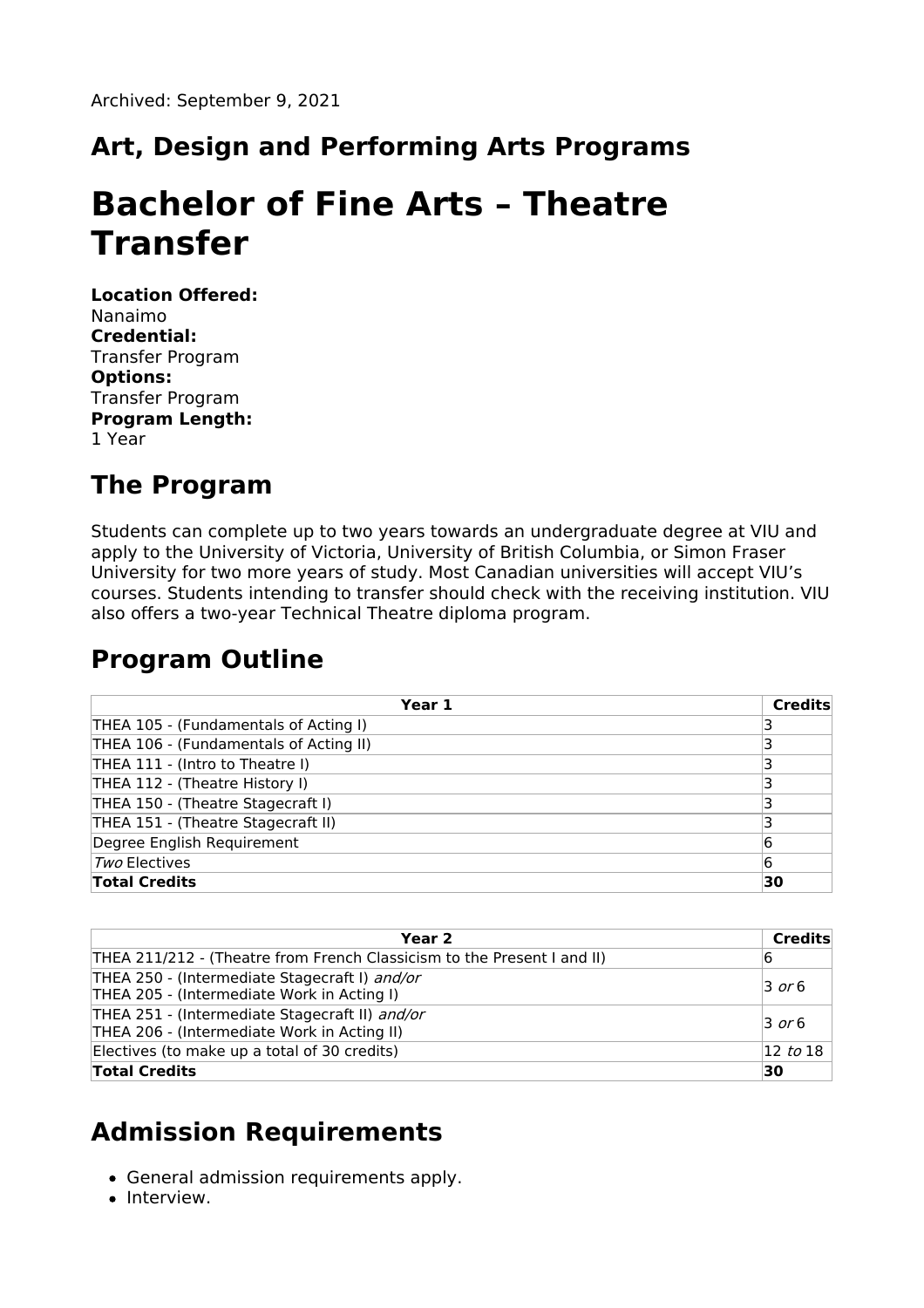Archived: September 9, 2021

## Art, Design and Performing Arts Programs

# Bachelor of Fine Arts – Theatre Transfer

**Location Offered:**
Nanaimo
**Credential:**
Transfer Program
**Options:**
Transfer Program
**Program Length:**
1 Year

## The Program

Students can complete up to two years towards an undergraduate degree at VIU and apply to the University of Victoria, University of British Columbia, or Simon Fraser University for two more years of study. Most Canadian universities will accept VIU's courses. Students intending to transfer should check with the receiving institution. VIU also offers a two-year Technical Theatre diploma program.

## Program Outline

| Year 1 | Credits |
|---|---|
| THEA 105 - (Fundamentals of Acting I) | 3 |
| THEA 106 - (Fundamentals of Acting II) | 3 |
| THEA 111 - (Intro to Theatre I) | 3 |
| THEA 112 - (Theatre History I) | 3 |
| THEA 150 - (Theatre Stagecraft I) | 3 |
| THEA 151 - (Theatre Stagecraft II) | 3 |
| Degree English Requirement | 6 |
| *Two* Electives | 6 |
| **Total Credits** | **30** |

| Year 2 | Credits |
|---|---|
| THEA 211/212 - (Theatre from French Classicism to the Present I and II) | 6 |
| THEA 250 - (Intermediate Stagecraft I) *and/or* THEA 205 - (Intermediate Work in Acting I) | 3 *or* 6 |
| THEA 251 - (Intermediate Stagecraft II) *and/or* THEA 206 - (Intermediate Work in Acting II) | 3 *or* 6 |
| Electives (to make up a total of 30 credits) | 12 *to* 18 |
| **Total Credits** | **30** |

## Admission Requirements

- General admission requirements apply.
- Interview.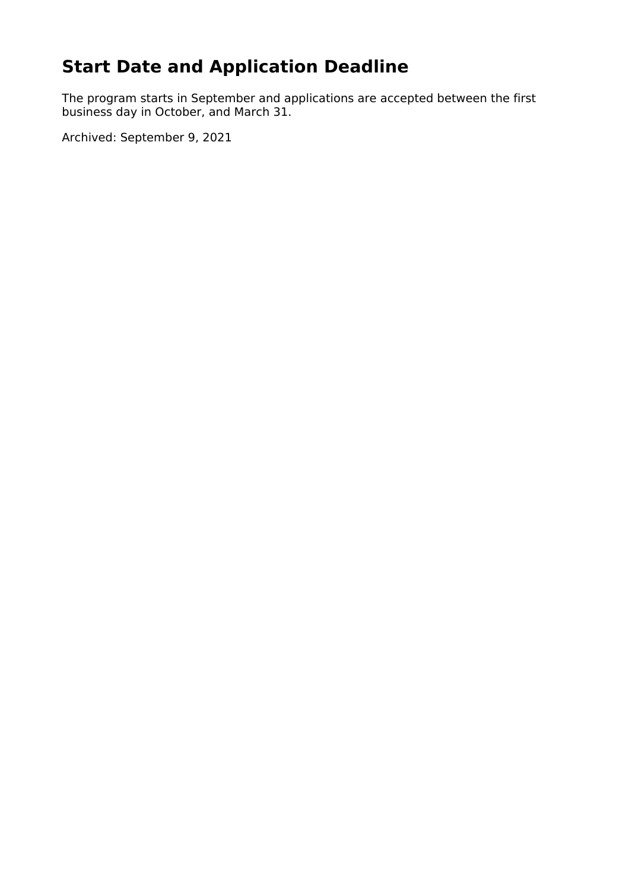## Start Date and Application Deadline

The program starts in September and applications are accepted between the first business day in October, and March 31.

Archived: September 9, 2021